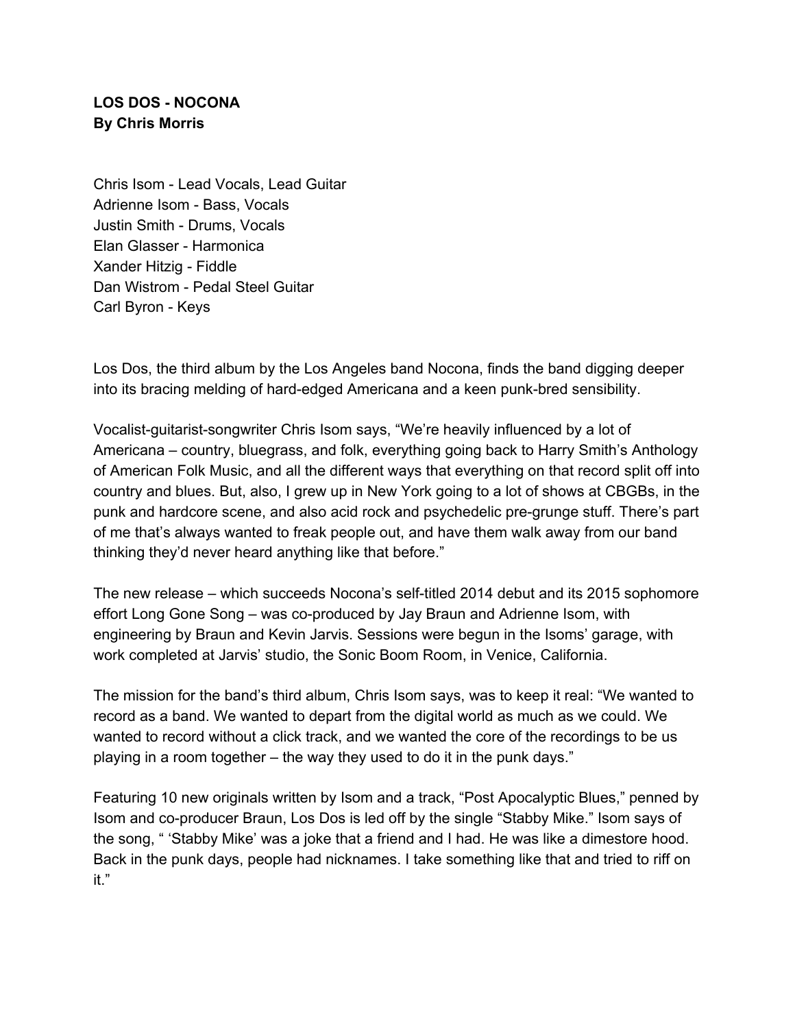**LOS DOS - NOCONA**
**By Chris Morris**

Chris Isom - Lead Vocals, Lead Guitar
Adrienne Isom - Bass, Vocals
Justin Smith - Drums, Vocals
Elan Glasser - Harmonica
Xander Hitzig - Fiddle
Dan Wistrom - Pedal Steel Guitar
Carl Byron - Keys

Los Dos, the third album by the Los Angeles band Nocona, finds the band digging deeper into its bracing melding of hard-edged Americana and a keen punk-bred sensibility.

Vocalist-guitarist-songwriter Chris Isom says, "We're heavily influenced by a lot of Americana – country, bluegrass, and folk, everything going back to Harry Smith's Anthology of American Folk Music, and all the different ways that everything on that record split off into country and blues. But, also, I grew up in New York going to a lot of shows at CBGBs, in the punk and hardcore scene, and also acid rock and psychedelic pre-grunge stuff. There's part of me that's always wanted to freak people out, and have them walk away from our band thinking they'd never heard anything like that before."

The new release – which succeeds Nocona's self-titled 2014 debut and its 2015 sophomore effort Long Gone Song – was co-produced by Jay Braun and Adrienne Isom, with engineering by Braun and Kevin Jarvis. Sessions were begun in the Isoms' garage, with work completed at Jarvis' studio, the Sonic Boom Room, in Venice, California.

The mission for the band's third album, Chris Isom says, was to keep it real: "We wanted to record as a band. We wanted to depart from the digital world as much as we could. We wanted to record without a click track, and we wanted the core of the recordings to be us playing in a room together – the way they used to do it in the punk days."

Featuring 10 new originals written by Isom and a track, "Post Apocalyptic Blues," penned by Isom and co-producer Braun, Los Dos is led off by the single "Stabby Mike." Isom says of the song, " 'Stabby Mike' was a joke that a friend and I had. He was like a dimestore hood. Back in the punk days, people had nicknames. I take something like that and tried to riff on it."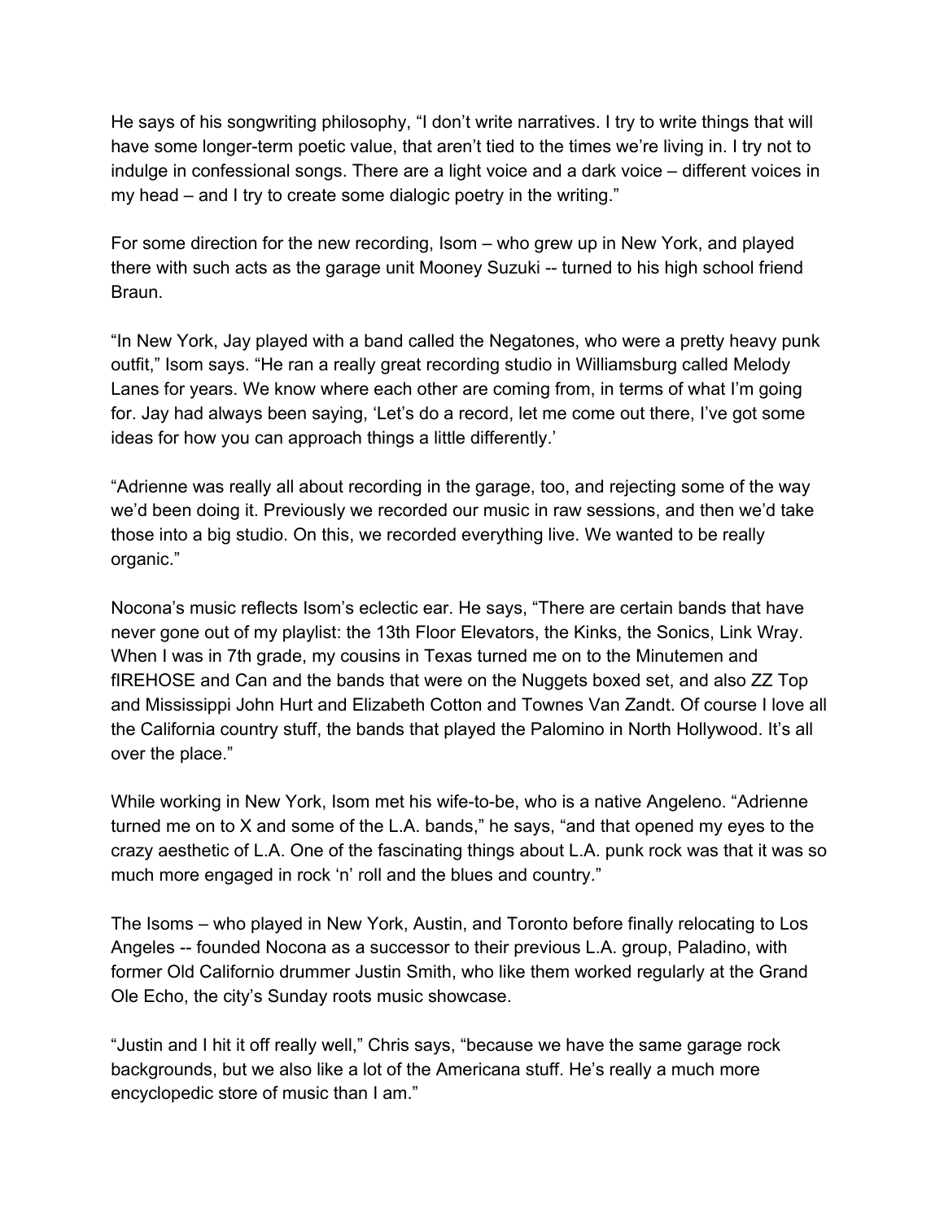He says of his songwriting philosophy, "I don't write narratives. I try to write things that will have some longer-term poetic value, that aren't tied to the times we're living in. I try not to indulge in confessional songs. There are a light voice and a dark voice – different voices in my head – and I try to create some dialogic poetry in the writing."

For some direction for the new recording, Isom – who grew up in New York, and played there with such acts as the garage unit Mooney Suzuki -- turned to his high school friend Braun.

"In New York, Jay played with a band called the Negatones, who were a pretty heavy punk outfit," Isom says. "He ran a really great recording studio in Williamsburg called Melody Lanes for years. We know where each other are coming from, in terms of what I'm going for. Jay had always been saying, 'Let's do a record, let me come out there, I've got some ideas for how you can approach things a little differently.'

"Adrienne was really all about recording in the garage, too, and rejecting some of the way we'd been doing it. Previously we recorded our music in raw sessions, and then we'd take those into a big studio. On this, we recorded everything live. We wanted to be really organic."

Nocona's music reflects Isom's eclectic ear. He says, "There are certain bands that have never gone out of my playlist: the 13th Floor Elevators, the Kinks, the Sonics, Link Wray. When I was in 7th grade, my cousins in Texas turned me on to the Minutemen and fIREHOSE and Can and the bands that were on the Nuggets boxed set, and also ZZ Top and Mississippi John Hurt and Elizabeth Cotton and Townes Van Zandt. Of course I love all the California country stuff, the bands that played the Palomino in North Hollywood. It's all over the place."

While working in New York, Isom met his wife-to-be, who is a native Angeleno. "Adrienne turned me on to X and some of the L.A. bands," he says, "and that opened my eyes to the crazy aesthetic of L.A. One of the fascinating things about L.A. punk rock was that it was so much more engaged in rock 'n' roll and the blues and country."

The Isoms – who played in New York, Austin, and Toronto before finally relocating to Los Angeles -- founded Nocona as a successor to their previous L.A. group, Paladino, with former Old Californio drummer Justin Smith, who like them worked regularly at the Grand Ole Echo, the city's Sunday roots music showcase.

"Justin and I hit it off really well," Chris says, "because we have the same garage rock backgrounds, but we also like a lot of the Americana stuff. He's really a much more encyclopedic store of music than I am."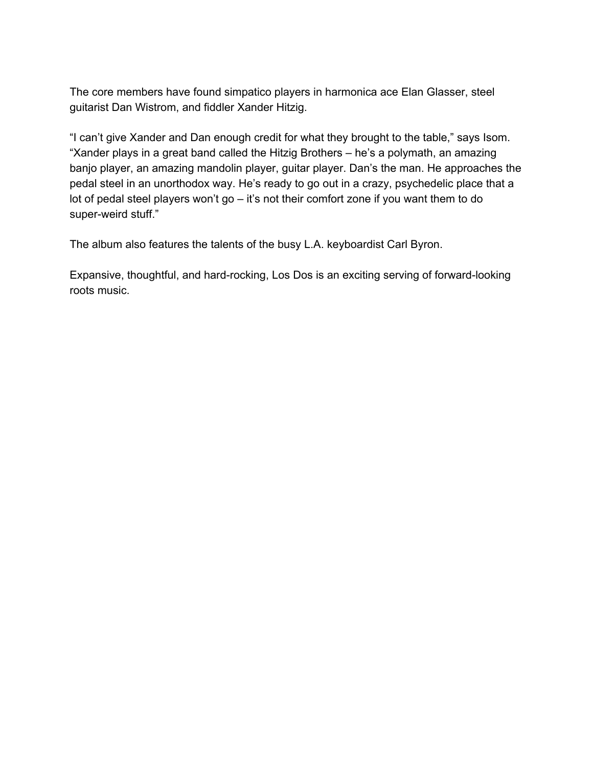The core members have found simpatico players in harmonica ace Elan Glasser, steel guitarist Dan Wistrom, and fiddler Xander Hitzig.

“I can’t give Xander and Dan enough credit for what they brought to the table,” says Isom. “Xander plays in a great band called the Hitzig Brothers – he’s a polymath, an amazing banjo player, an amazing mandolin player, guitar player. Dan’s the man. He approaches the pedal steel in an unorthodox way. He’s ready to go out in a crazy, psychedelic place that a lot of pedal steel players won’t go – it’s not their comfort zone if you want them to do super-weird stuff.”

The album also features the talents of the busy L.A. keyboardist Carl Byron.

Expansive, thoughtful, and hard-rocking, Los Dos is an exciting serving of forward-looking roots music.